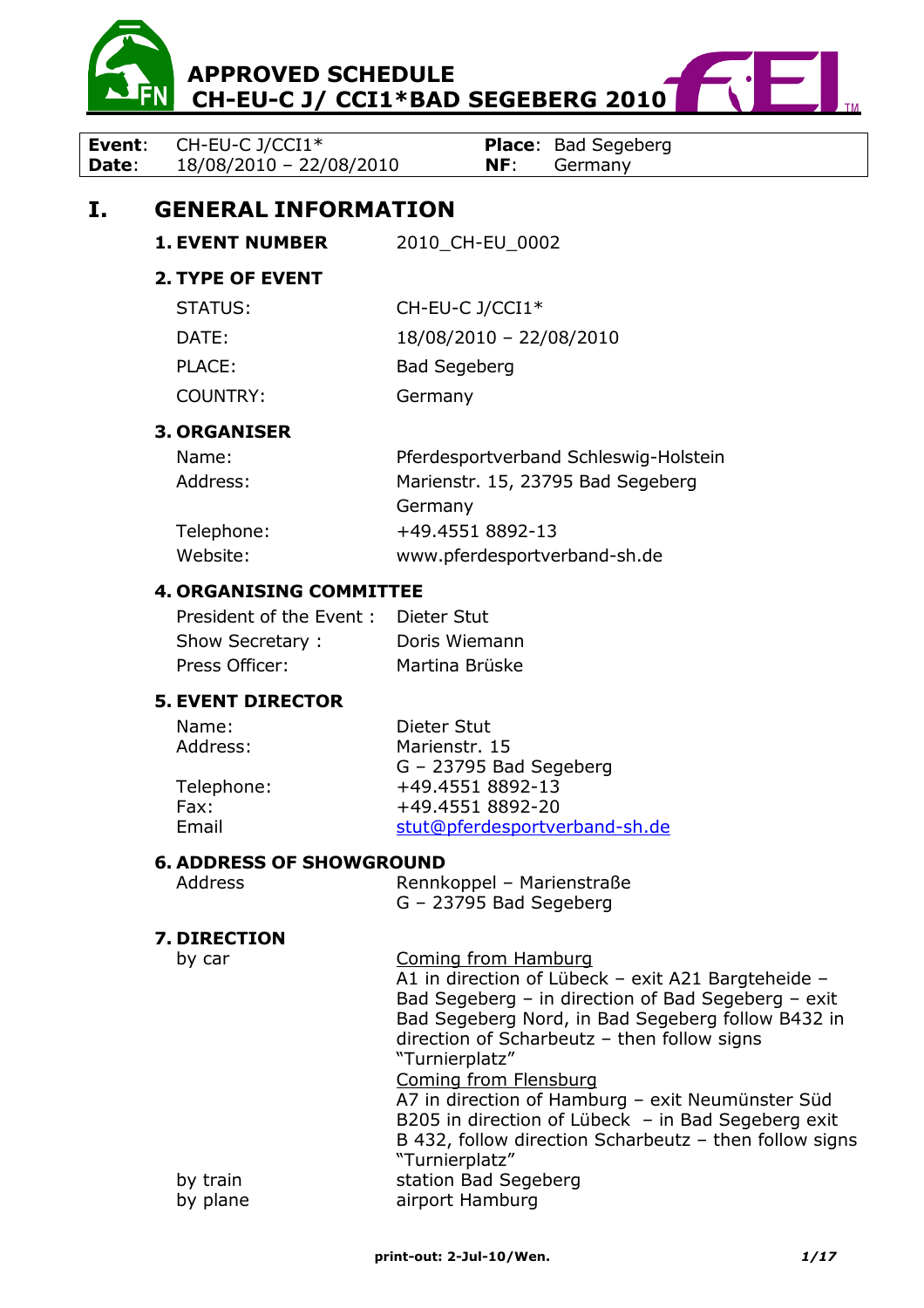# APPROVED SCHEDULE
# CH-EU-C J/ CCI1*BAD SEGEBERG 2010

| **Event**: | CH-EU-C J/CCI1* | **Place**: | Bad Segeberg |
|---|---|---|---|
| **Date**: | 18/08/2010 – 22/08/2010 | **NF**: | Germany |

## I. GENERAL INFORMATION

### 1. EVENT NUMBER

2010_CH-EU_0002

### 2. TYPE OF EVENT

| | |
|---|---|
| STATUS: | CH-EU-C J/CCI1* |
| DATE: | 18/08/2010 – 22/08/2010 |
| PLACE: | Bad Segeberg |
| COUNTRY: | Germany |

### 3. ORGANISER

| | |
|---|---|
| Name: | Pferdesportverband Schleswig-Holstein |
| Address: | Marienstr. 15, 23795 Bad Segeberg<br>Germany |
| Telephone: | +49.4551 8892-13 |
| Website: | www.pferdesportverband-sh.de |

### 4. ORGANISING COMMITTEE

| | |
|---|---|
| President of the Event : | Dieter Stut |
| Show Secretary : | Doris Wiemann |
| Press Officer: | Martina Brüske |

### 5. EVENT DIRECTOR

| | |
|---|---|
| Name: | Dieter Stut |
| Address: | Marienstr. 15<br>G – 23795 Bad Segeberg |
| Telephone: | +49.4551 8892-13 |
| Fax: | +49.4551 8892-20 |
| Email | stut@pferdesportverband-sh.de |

### 6. ADDRESS OF SHOWGROUND

| | |
|---|---|
| Address | Rennkoppel – Marienstraße<br>G – 23795 Bad Segeberg |

### 7. DIRECTION

**by car**

Coming from Hamburg
A1 in direction of Lübeck – exit A21 Bargteheide – Bad Segeberg – in direction of Bad Segeberg – exit Bad Segeberg Nord, in Bad Segeberg follow B432 in direction of Scharbeutz – then follow signs "Turnierplatz"

Coming from Flensburg
A7 in direction of Hamburg – exit Neumünster Süd B205 in direction of Lübeck – in Bad Segeberg exit B 432, follow direction Scharbeutz – then follow signs "Turnierplatz"

**by train** station Bad Segeberg

**by plane** airport Hamburg

print-out: 2-Jul-10/Wen.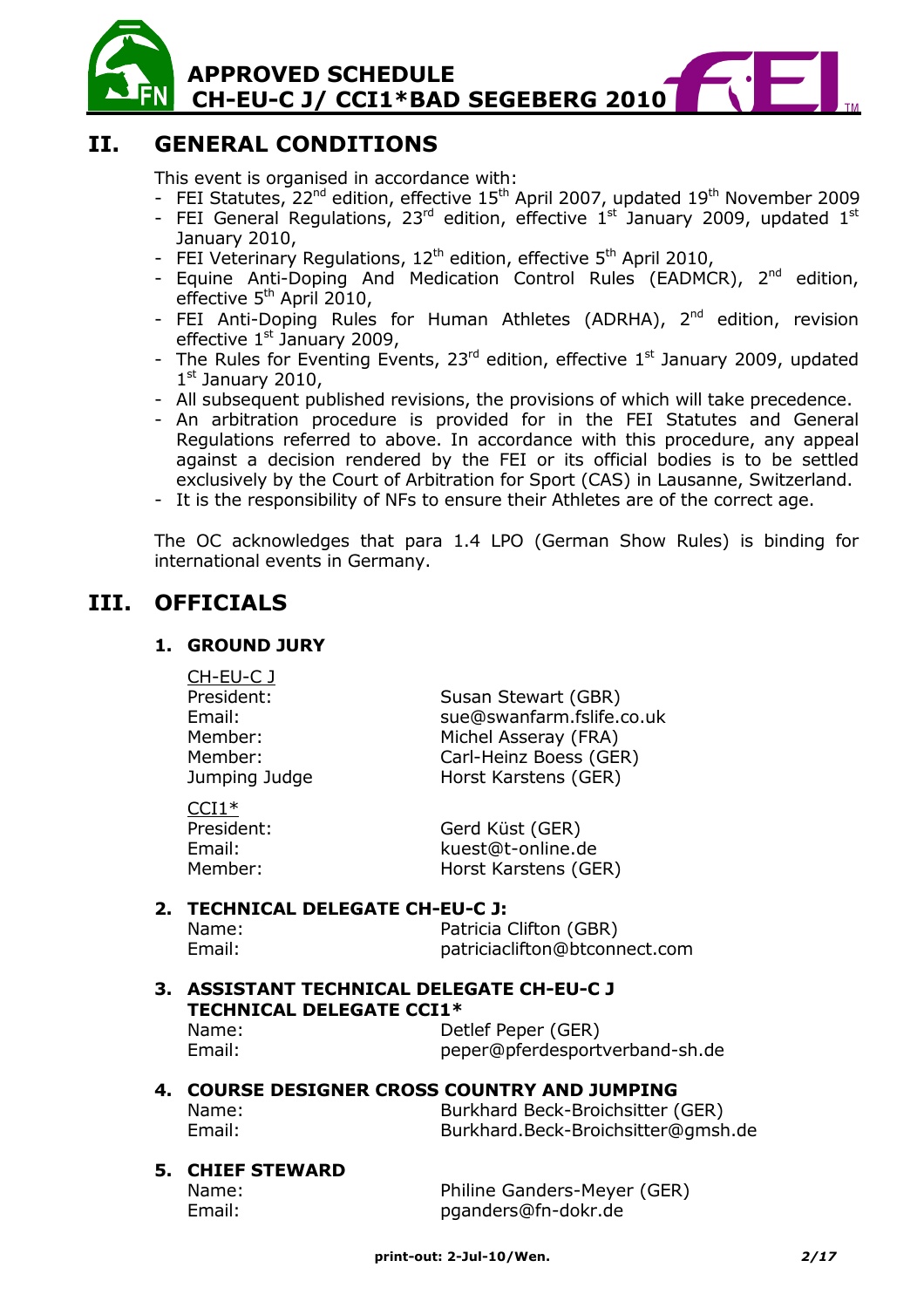## II. GENERAL CONDITIONS

This event is organised in accordance with:

- FEI Statutes, 22nd edition, effective 15th April 2007, updated 19th November 2009
- FEI General Regulations, 23rd edition, effective 1st January 2009, updated 1st January 2010,
- FEI Veterinary Regulations, 12th edition, effective 5th April 2010,
- Equine Anti-Doping And Medication Control Rules (EADMCR), 2nd edition, effective 5th April 2010,
- FEI Anti-Doping Rules for Human Athletes (ADRHA), 2nd edition, revision effective 1st January 2009,
- The Rules for Eventing Events, 23rd edition, effective 1st January 2009, updated 1st January 2010,
- All subsequent published revisions, the provisions of which will take precedence.
- An arbitration procedure is provided for in the FEI Statutes and General Regulations referred to above. In accordance with this procedure, any appeal against a decision rendered by the FEI or its official bodies is to be settled exclusively by the Court of Arbitration for Sport (CAS) in Lausanne, Switzerland.
- It is the responsibility of NFs to ensure their Athletes are of the correct age.

The OC acknowledges that para 1.4 LPO (German Show Rules) is binding for international events in Germany.

## III. OFFICIALS

### 1. GROUND JURY

CH-EU-C J

| | |
|---|---|
| President: | Susan Stewart (GBR) |
| Email: | sue@swanfarm.fslife.co.uk |
| Member: | Michel Asseray (FRA) |
| Member: | Carl-Heinz Boess (GER) |
| Jumping Judge | Horst Karstens (GER) |

CCI1*

| | |
|---|---|
| President: | Gerd Küst (GER) |
| Email: | kuest@t-online.de |
| Member: | Horst Karstens (GER) |

### 2. TECHNICAL DELEGATE CH-EU-C J:

| | |
|---|---|
| Name: | Patricia Clifton (GBR) |
| Email: | patriciaclifton@btconnect.com |

### 3. ASSISTANT TECHNICAL DELEGATE CH-EU-C J TECHNICAL DELEGATE CCI1*

| | |
|---|---|
| Name: | Detlef Peper (GER) |
| Email: | peper@pferdesportverband-sh.de |

### 4. COURSE DESIGNER CROSS COUNTRY AND JUMPING

| | |
|---|---|
| Name: | Burkhard Beck-Broichsitter (GER) |
| Email: | Burkhard.Beck-Broichsitter@gmsh.de |

### 5. CHIEF STEWARD

| | |
|---|---|
| Name: | Philine Ganders-Meyer (GER) |
| Email: | pganders@fn-dokr.de |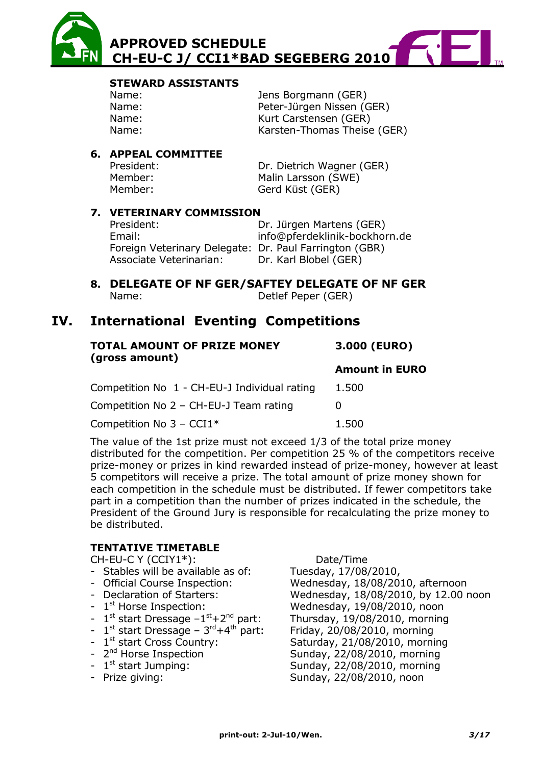**STEWARD ASSISTANTS**

| | |
|---|---|
| Name: | Jens Borgmann (GER) |
| Name: | Peter-Jürgen Nissen (GER) |
| Name: | Kurt Carstensen (GER) |
| Name: | Karsten-Thomas Theise (GER) |

**6. APPEAL COMMITTEE**

| | |
|---|---|
| President: | Dr. Dietrich Wagner (GER) |
| Member: | Malin Larsson (SWE) |
| Member: | Gerd Küst (GER) |

**7. VETERINARY COMMISSION**

| | |
|---|---|
| President: | Dr. Jürgen Martens (GER) |
| Email: | info@pferdeklinik-bockhorn.de |
| Foreign Veterinary Delegate: | Dr. Paul Farrington (GBR) |
| Associate Veterinarian: | Dr. Karl Blobel (GER) |

**8. DELEGATE OF NF GER/SAFTEY DELEGATE OF NF GER**

| | |
|---|---|
| Name: | Detlef Peper (GER) |

## IV. International Eventing Competitions

| **TOTAL AMOUNT OF PRIZE MONEY (gross amount)** | **3.000 (EURO)** |
|---|---|
| | **Amount in EURO** |
| Competition No 1 - CH-EU-J Individual rating | 1.500 |
| Competition No 2 – CH-EU-J Team rating | 0 |
| Competition No 3 – CCI1* | 1.500 |

The value of the 1st prize must not exceed 1/3 of the total prize money distributed for the competition. Per competition 25 % of the competitors receive prize-money or prizes in kind rewarded instead of prize-money, however at least 5 competitors will receive a prize. The total amount of prize money shown for each competition in the schedule must be distributed. If fewer competitors take part in a competition than the number of prizes indicated in the schedule, the President of the Ground Jury is responsible for recalculating the prize money to be distributed.

**TENTATIVE TIMETABLE**

| CH-EU-C Y (CCIY1*): | Date/Time |
|---|---|
| - Stables will be available as of: | Tuesday, 17/08/2010, |
| - Official Course Inspection: | Wednesday, 18/08/2010, afternoon |
| - Declaration of Starters: | Wednesday, 18/08/2010, by 12.00 noon |
| - 1st Horse Inspection: | Wednesday, 19/08/2010, noon |
| - 1st start Dressage –1st+2nd part: | Thursday, 19/08/2010, morning |
| - 1st start Dressage – 3rd+4th part: | Friday, 20/08/2010, morning |
| - 1st start Cross Country: | Saturday, 21/08/2010, morning |
| - 2nd Horse Inspection | Sunday, 22/08/2010, morning |
| - 1st start Jumping: | Sunday, 22/08/2010, morning |
| - Prize giving: | Sunday, 22/08/2010, noon |

print-out: 2-Jul-10/Wen.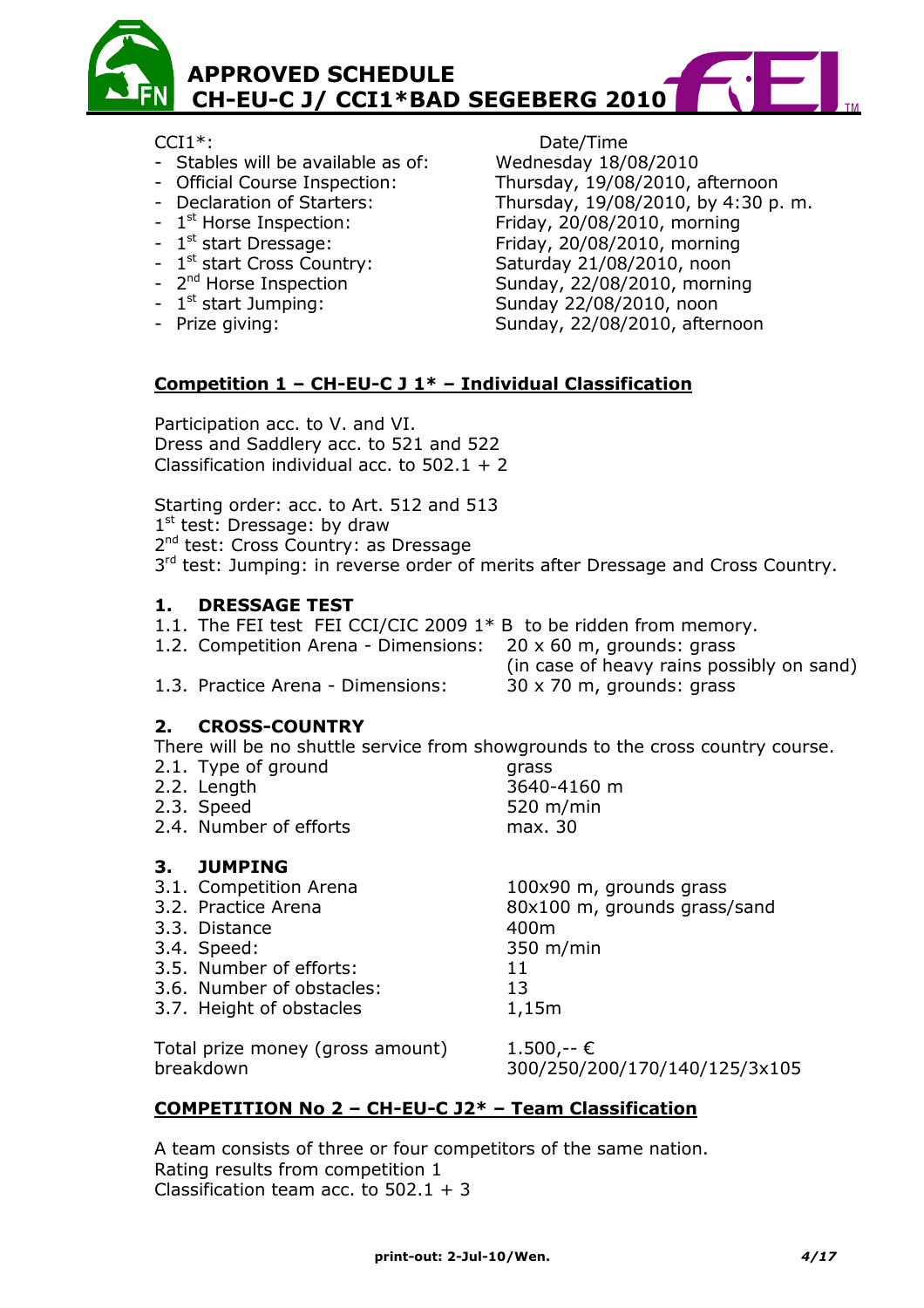# APPROVED SCHEDULE CH-EU-C J/ CCI1*BAD SEGEBERG 2010

| CCI1*: | Date/Time |
|---|---|
| - Stables will be available as of: | Wednesday 18/08/2010 |
| - Official Course Inspection: | Thursday, 19/08/2010, afternoon |
| - Declaration of Starters: | Thursday, 19/08/2010, by 4:30 p. m. |
| - 1st Horse Inspection: | Friday, 20/08/2010, morning |
| - 1st start Dressage: | Friday, 20/08/2010, morning |
| - 1st start Cross Country: | Saturday 21/08/2010, noon |
| - 2nd Horse Inspection | Sunday, 22/08/2010, morning |
| - 1st start Jumping: | Sunday 22/08/2010, noon |
| - Prize giving: | Sunday, 22/08/2010, afternoon |

## Competition 1 – CH-EU-C J 1* – Individual Classification

Participation acc. to V. and VI.
Dress and Saddlery acc. to 521 and 522
Classification individual acc. to 502.1 + 2

Starting order: acc. to Art. 512 and 513
1st test: Dressage: by draw
2nd test: Cross Country: as Dressage
3rd test: Jumping: in reverse order of merits after Dressage and Cross Country.

### 1. DRESSAGE TEST

1.1. The FEI test FEI CCI/CIC 2009 1* B to be ridden from memory.
1.2. Competition Arena - Dimensions: 20 x 60 m, grounds: grass (in case of heavy rains possibly on sand)
1.3. Practice Arena - Dimensions: 30 x 70 m, grounds: grass

### 2. CROSS-COUNTRY

There will be no shuttle service from showgrounds to the cross country course.

| | |
|---|---|
| 2.1. Type of ground | grass |
| 2.2. Length | 3640-4160 m |
| 2.3. Speed | 520 m/min |
| 2.4. Number of efforts | max. 30 |

### 3. JUMPING

| | |
|---|---|
| 3.1. Competition Arena | 100x90 m, grounds grass |
| 3.2. Practice Arena | 80x100 m, grounds grass/sand |
| 3.3. Distance | 400m |
| 3.4. Speed: | 350 m/min |
| 3.5. Number of efforts: | 11 |
| 3.6. Number of obstacles: | 13 |
| 3.7. Height of obstacles | 1,15m |

| | |
|---|---|
| Total prize money (gross amount) | 1.500,-- € |
| breakdown | 300/250/200/170/140/125/3x105 |

## COMPETITION No 2 – CH-EU-C J2* – Team Classification

A team consists of three or four competitors of the same nation.
Rating results from competition 1
Classification team acc. to 502.1 + 3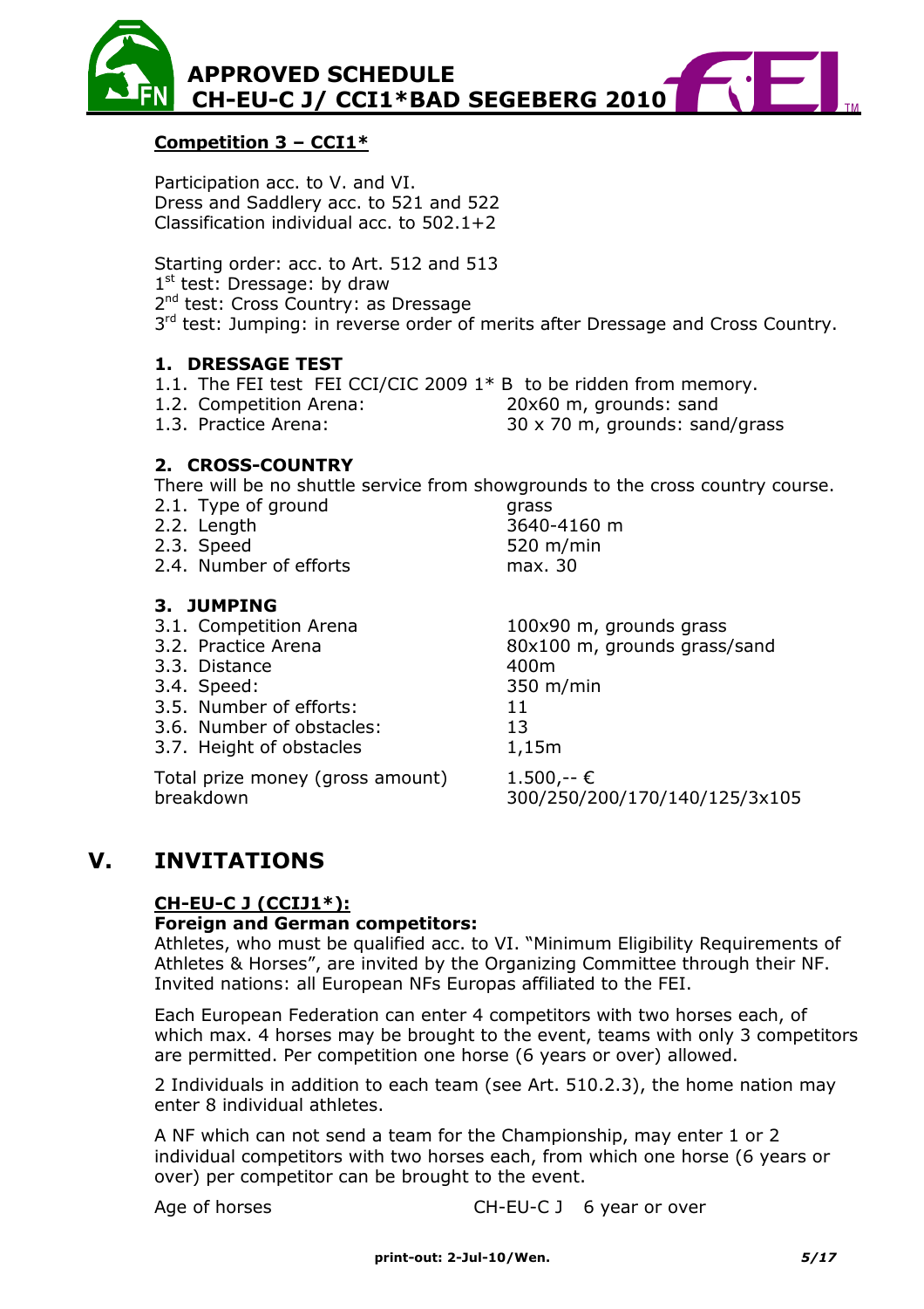**Competition 3 – CCI1***

Participation acc. to V. and VI.
Dress and Saddlery acc. to 521 and 522
Classification individual acc. to 502.1+2

Starting order: acc. to Art. 512 and 513
1st test: Dressage: by draw
2nd test: Cross Country: as Dressage
3rd test: Jumping: in reverse order of merits after Dressage and Cross Country.

### 1. DRESSAGE TEST

1.1. The FEI test FEI CCI/CIC 2009 1* B to be ridden from memory.

| | |
|---|---|
| 1.2. Competition Arena: | 20x60 m, grounds: sand |
| 1.3. Practice Arena: | 30 x 70 m, grounds: sand/grass |

### 2. CROSS-COUNTRY

There will be no shuttle service from showgrounds to the cross country course.

| | |
|---|---|
| 2.1. Type of ground | grass |
| 2.2. Length | 3640-4160 m |
| 2.3. Speed | 520 m/min |
| 2.4. Number of efforts | max. 30 |

### 3. JUMPING

| | |
|---|---|
| 3.1. Competition Arena | 100x90 m, grounds grass |
| 3.2. Practice Arena | 80x100 m, grounds grass/sand |
| 3.3. Distance | 400m |
| 3.4. Speed: | 350 m/min |
| 3.5. Number of efforts: | 11 |
| 3.6. Number of obstacles: | 13 |
| 3.7. Height of obstacles | 1,15m |

| | |
|---|---|
| Total prize money (gross amount) | 1.500,-- € |
| breakdown | 300/250/200/170/140/125/3x105 |

## V. INVITATIONS

**CH-EU-C J (CCIJ1*):**

**Foreign and German competitors:**

Athletes, who must be qualified acc. to VI. "Minimum Eligibility Requirements of Athletes & Horses", are invited by the Organizing Committee through their NF. Invited nations: all European NFs Europas affiliated to the FEI.

Each European Federation can enter 4 competitors with two horses each, of which max. 4 horses may be brought to the event, teams with only 3 competitors are permitted. Per competition one horse (6 years or over) allowed.

2 Individuals in addition to each team (see Art. 510.2.3), the home nation may enter 8 individual athletes.

A NF which can not send a team for the Championship, may enter 1 or 2 individual competitors with two horses each, from which one horse (6 years or over) per competitor can be brought to the event.

Age of horses CH-EU-C J 6 year or over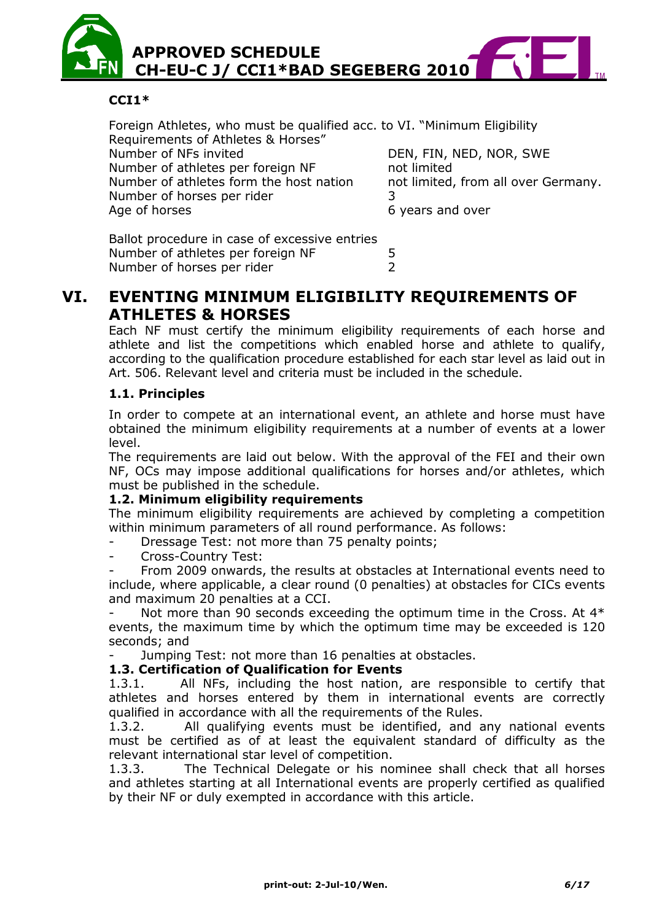**CCI1***

Foreign Athletes, who must be qualified acc. to VI. "Minimum Eligibility Requirements of Athletes & Horses"

| | |
|---|---|
| Number of NFs invited | DEN, FIN, NED, NOR, SWE |
| Number of athletes per foreign NF | not limited |
| Number of athletes form the host nation | not limited, from all over Germany. |
| Number of horses per rider | 3 |
| Age of horses | 6 years and over |

Ballot procedure in case of excessive entries

| | |
|---|---|
| Number of athletes per foreign NF | 5 |
| Number of horses per rider | 2 |

# VI. EVENTING MINIMUM ELIGIBILITY REQUIREMENTS OF ATHLETES & HORSES

Each NF must certify the minimum eligibility requirements of each horse and athlete and list the competitions which enabled horse and athlete to qualify, according to the qualification procedure established for each star level as laid out in Art. 506. Relevant level and criteria must be included in the schedule.

### 1.1. Principles

In order to compete at an international event, an athlete and horse must have obtained the minimum eligibility requirements at a number of events at a lower level.

The requirements are laid out below. With the approval of the FEI and their own NF, OCs may impose additional qualifications for horses and/or athletes, which must be published in the schedule.

### 1.2. Minimum eligibility requirements

The minimum eligibility requirements are achieved by completing a competition within minimum parameters of all round performance. As follows:

- Dressage Test: not more than 75 penalty points;
- Cross-Country Test:
- From 2009 onwards, the results at obstacles at International events need to include, where applicable, a clear round (0 penalties) at obstacles for CICs events and maximum 20 penalties at a CCI.
- Not more than 90 seconds exceeding the optimum time in the Cross. At 4* events, the maximum time by which the optimum time may be exceeded is 120 seconds; and
- Jumping Test: not more than 16 penalties at obstacles.

### 1.3. Certification of Qualification for Events

1.3.1. All NFs, including the host nation, are responsible to certify that athletes and horses entered by them in international events are correctly qualified in accordance with all the requirements of the Rules.

1.3.2. All qualifying events must be identified, and any national events must be certified as of at least the equivalent standard of difficulty as the relevant international star level of competition.

1.3.3. The Technical Delegate or his nominee shall check that all horses and athletes starting at all International events are properly certified as qualified by their NF or duly exempted in accordance with this article.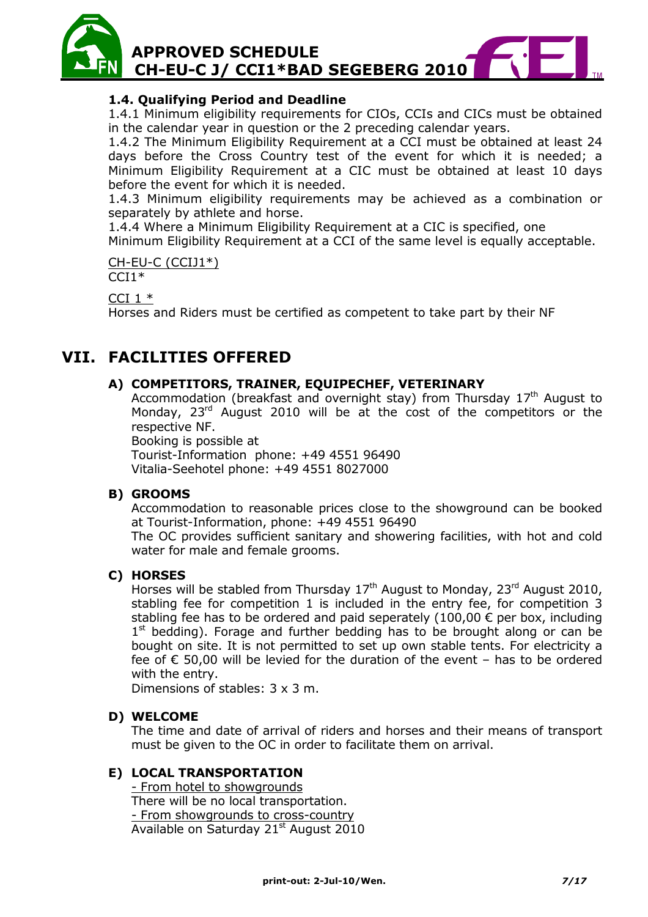### 1.4. Qualifying Period and Deadline

1.4.1 Minimum eligibility requirements for CIOs, CCIs and CICs must be obtained in the calendar year in question or the 2 preceding calendar years.

1.4.2 The Minimum Eligibility Requirement at a CCI must be obtained at least 24 days before the Cross Country test of the event for which it is needed; a Minimum Eligibility Requirement at a CIC must be obtained at least 10 days before the event for which it is needed.

1.4.3 Minimum eligibility requirements may be achieved as a combination or separately by athlete and horse.

1.4.4 Where a Minimum Eligibility Requirement at a CIC is specified, one Minimum Eligibility Requirement at a CCI of the same level is equally acceptable.

<u>CH-EU-C (CCIJ1*)</u>
CCI1*

<u>CCI 1 *</u>
Horses and Riders must be certified as competent to take part by their NF

# VII. FACILITIES OFFERED

### A) COMPETITORS, TRAINER, EQUIPECHEF, VETERINARY

Accommodation (breakfast and overnight stay) from Thursday 17th August to Monday, 23rd August 2010 will be at the cost of the competitors or the respective NF.
Booking is possible at
Tourist-Information phone: +49 4551 96490
Vitalia-Seehotel phone: +49 4551 8027000

### B) GROOMS

Accommodation to reasonable prices close to the showground can be booked at Tourist-Information, phone: +49 4551 96490
The OC provides sufficient sanitary and showering facilities, with hot and cold water for male and female grooms.

### C) HORSES

Horses will be stabled from Thursday 17th August to Monday, 23rd August 2010, stabling fee for competition 1 is included in the entry fee, for competition 3 stabling fee has to be ordered and paid seperately (100,00 € per box, including 1st bedding). Forage and further bedding has to be brought along or can be bought on site. It is not permitted to set up own stable tents. For electricity a fee of € 50,00 will be levied for the duration of the event – has to be ordered with the entry.
Dimensions of stables: 3 x 3 m.

### D) WELCOME

The time and date of arrival of riders and horses and their means of transport must be given to the OC in order to facilitate them on arrival.

### E) LOCAL TRANSPORTATION

<u>- From hotel to showgrounds</u>
There will be no local transportation.
<u>- From showgrounds to cross-country</u>
Available on Saturday 21st August 2010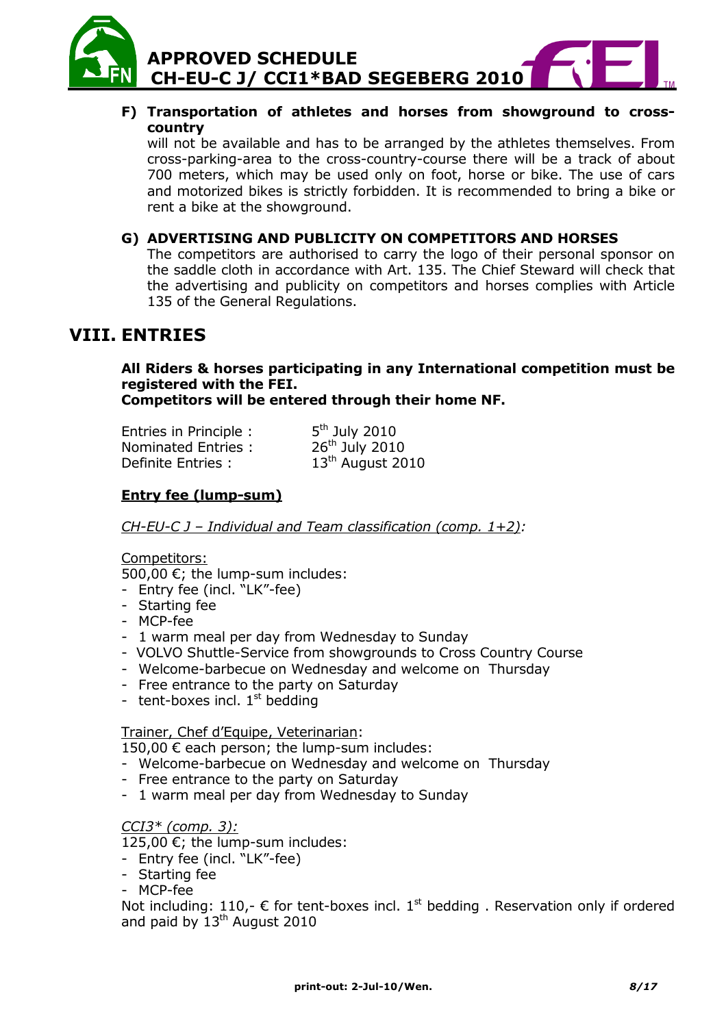**F) Transportation of athletes and horses from showground to cross-country**

will not be available and has to be arranged by the athletes themselves. From cross-parking-area to the cross-country-course there will be a track of about 700 meters, which may be used only on foot, horse or bike. The use of cars and motorized bikes is strictly forbidden. It is recommended to bring a bike or rent a bike at the showground.

**G) ADVERTISING AND PUBLICITY ON COMPETITORS AND HORSES**

The competitors are authorised to carry the logo of their personal sponsor on the saddle cloth in accordance with Art. 135. The Chief Steward will check that the advertising and publicity on competitors and horses complies with Article 135 of the General Regulations.

# VIII. ENTRIES

**All Riders & horses participating in any International competition must be registered with the FEI.**
**Competitors will be entered through their home NF.**

Entries in Principle : 5th July 2010
Nominated Entries : 26th July 2010
Definite Entries : 13th August 2010

**Entry fee (lump-sum)**

*CH-EU-C J – Individual and Team classification (comp. 1+2)*:

Competitors:
500,00 €; the lump-sum includes:
- Entry fee (incl. "LK"-fee)
- Starting fee
- MCP-fee
- 1 warm meal per day from Wednesday to Sunday
- VOLVO Shuttle-Service from showgrounds to Cross Country Course
- Welcome-barbecue on Wednesday and welcome on Thursday
- Free entrance to the party on Saturday
- tent-boxes incl. 1st bedding

Trainer, Chef d'Equipe, Veterinarian:
150,00 € each person; the lump-sum includes:
- Welcome-barbecue on Wednesday and welcome on Thursday
- Free entrance to the party on Saturday
- 1 warm meal per day from Wednesday to Sunday

*CCI3\* (comp. 3):*
125,00 €; the lump-sum includes:
- Entry fee (incl. "LK"-fee)
- Starting fee
- MCP-fee

Not including: 110,- € for tent-boxes incl. 1st bedding . Reservation only if ordered and paid by 13th August 2010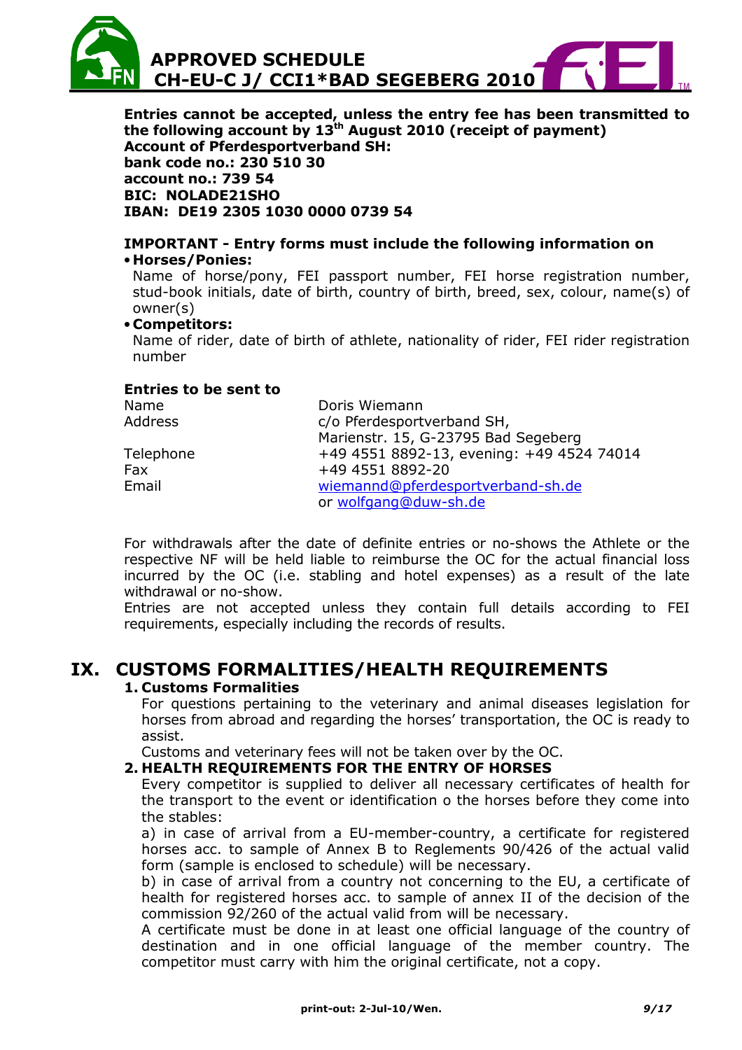**Entries cannot be accepted, unless the entry fee has been transmitted to the following account by 13th August 2010 (receipt of payment)**
**Account of Pferdesportverband SH:**
**bank code no.: 230 510 30**
**account no.: 739 54**
**BIC: NOLADE21SHO**
**IBAN: DE19 2305 1030 0000 0739 54**

**IMPORTANT - Entry forms must include the following information on**

- **Horses/Ponies:**
  Name of horse/pony, FEI passport number, FEI horse registration number, stud-book initials, date of birth, country of birth, breed, sex, colour, name(s) of owner(s)
- **Competitors:**
  Name of rider, date of birth of athlete, nationality of rider, FEI rider registration number

**Entries to be sent to**

| | |
|---|---|
| Name | Doris Wiemann |
| Address | c/o Pferdesportverband SH, Marienstr. 15, G-23795 Bad Segeberg |
| Telephone | +49 4551 8892-13, evening: +49 4524 74014 |
| Fax | +49 4551 8892-20 |
| Email | wiemannd@pferdesportverband-sh.de or wolfgang@duw-sh.de |

For withdrawals after the date of definite entries or no-shows the Athlete or the respective NF will be held liable to reimburse the OC for the actual financial loss incurred by the OC (i.e. stabling and hotel expenses) as a result of the late withdrawal or no-show.
Entries are not accepted unless they contain full details according to FEI requirements, especially including the records of results.

# IX. CUSTOMS FORMALITIES/HEALTH REQUIREMENTS

### 1. Customs Formalities

For questions pertaining to the veterinary and animal diseases legislation for horses from abroad and regarding the horses' transportation, the OC is ready to assist.
Customs and veterinary fees will not be taken over by the OC.

### 2. HEALTH REQUIREMENTS FOR THE ENTRY OF HORSES

Every competitor is supplied to deliver all necessary certificates of health for the transport to the event or identification o the horses before they come into the stables:
a) in case of arrival from a EU-member-country, a certificate for registered horses acc. to sample of Annex B to Reglements 90/426 of the actual valid form (sample is enclosed to schedule) will be necessary.
b) in case of arrival from a country not concerning to the EU, a certificate of health for registered horses acc. to sample of annex II of the decision of the commission 92/260 of the actual valid from will be necessary.
A certificate must be done in at least one official language of the country of destination and in one official language of the member country. The competitor must carry with him the original certificate, not a copy.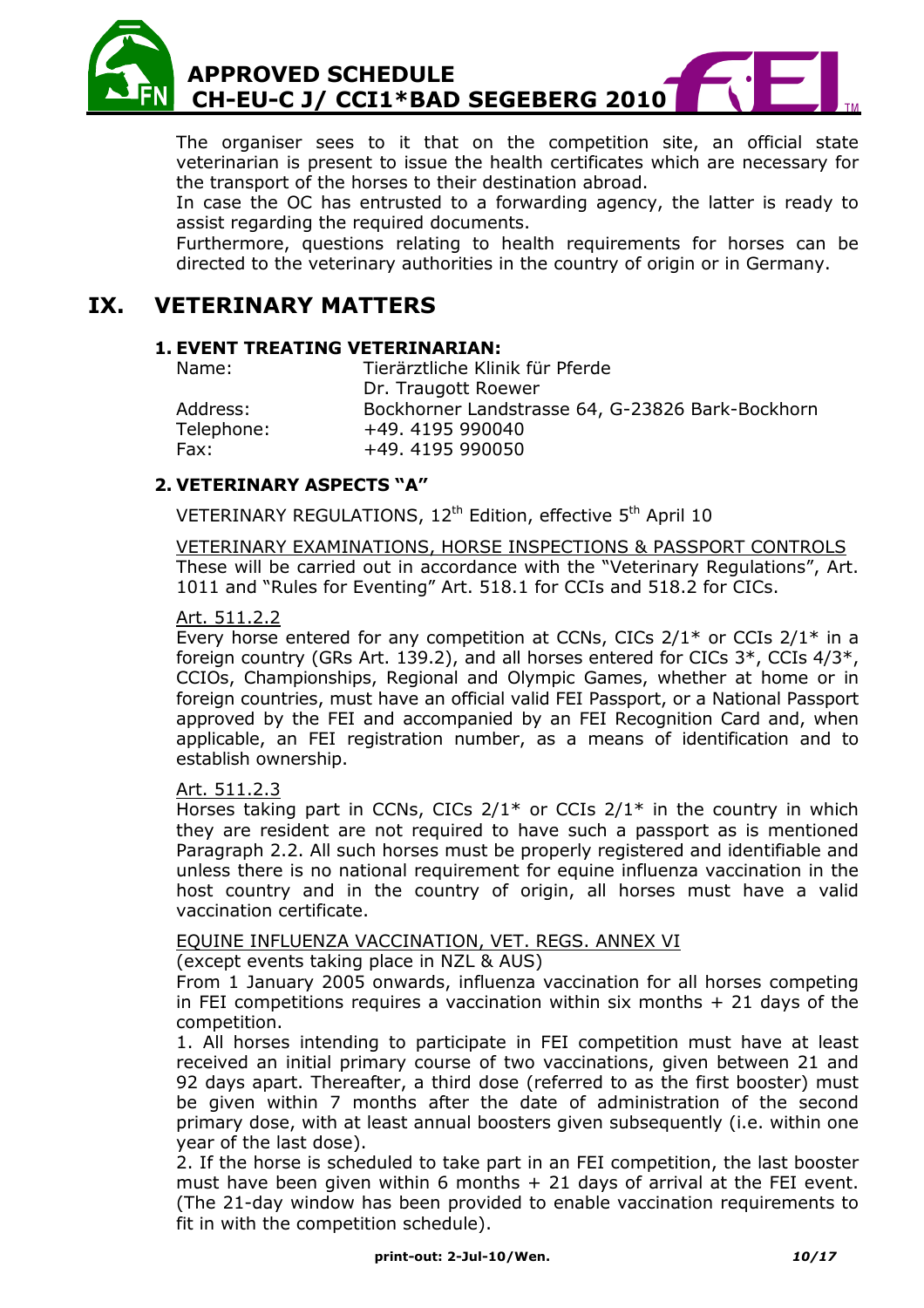The organiser sees to it that on the competition site, an official state veterinarian is present to issue the health certificates which are necessary for the transport of the horses to their destination abroad.
In case the OC has entrusted to a forwarding agency, the latter is ready to assist regarding the required documents.
Furthermore, questions relating to health requirements for horses can be directed to the veterinary authorities in the country of origin or in Germany.

# IX. VETERINARY MATTERS

### 1. EVENT TREATING VETERINARIAN:

| | |
|---|---|
| Name: | Tierärztliche Klinik für Pferde<br>Dr. Traugott Roewer |
| Address: | Bockhorner Landstrasse 64, G-23826 Bark-Bockhorn |
| Telephone: | +49. 4195 990040 |
| Fax: | +49. 4195 990050 |

### 2. VETERINARY ASPECTS "A"

VETERINARY REGULATIONS, 12th Edition, effective 5th April 10

VETERINARY EXAMINATIONS, HORSE INSPECTIONS & PASSPORT CONTROLS
These will be carried out in accordance with the "Veterinary Regulations", Art. 1011 and "Rules for Eventing" Art. 518.1 for CCIs and 518.2 for CICs.

Art. 511.2.2
Every horse entered for any competition at CCNs, CICs 2/1* or CCIs 2/1* in a foreign country (GRs Art. 139.2), and all horses entered for CICs 3*, CCIs 4/3*, CCIOs, Championships, Regional and Olympic Games, whether at home or in foreign countries, must have an official valid FEI Passport, or a National Passport approved by the FEI and accompanied by an FEI Recognition Card and, when applicable, an FEI registration number, as a means of identification and to establish ownership.

Art. 511.2.3
Horses taking part in CCNs, CICs 2/1* or CCIs 2/1* in the country in which they are resident are not required to have such a passport as is mentioned Paragraph 2.2. All such horses must be properly registered and identifiable and unless there is no national requirement for equine influenza vaccination in the host country and in the country of origin, all horses must have a valid vaccination certificate.

EQUINE INFLUENZA VACCINATION, VET. REGS. ANNEX VI
(except events taking place in NZL & AUS)
From 1 January 2005 onwards, influenza vaccination for all horses competing in FEI competitions requires a vaccination within six months + 21 days of the competition.

1. All horses intending to participate in FEI competition must have at least received an initial primary course of two vaccinations, given between 21 and 92 days apart. Thereafter, a third dose (referred to as the first booster) must be given within 7 months after the date of administration of the second primary dose, with at least annual boosters given subsequently (i.e. within one year of the last dose).
2. If the horse is scheduled to take part in an FEI competition, the last booster must have been given within 6 months + 21 days of arrival at the FEI event. (The 21-day window has been provided to enable vaccination requirements to fit in with the competition schedule).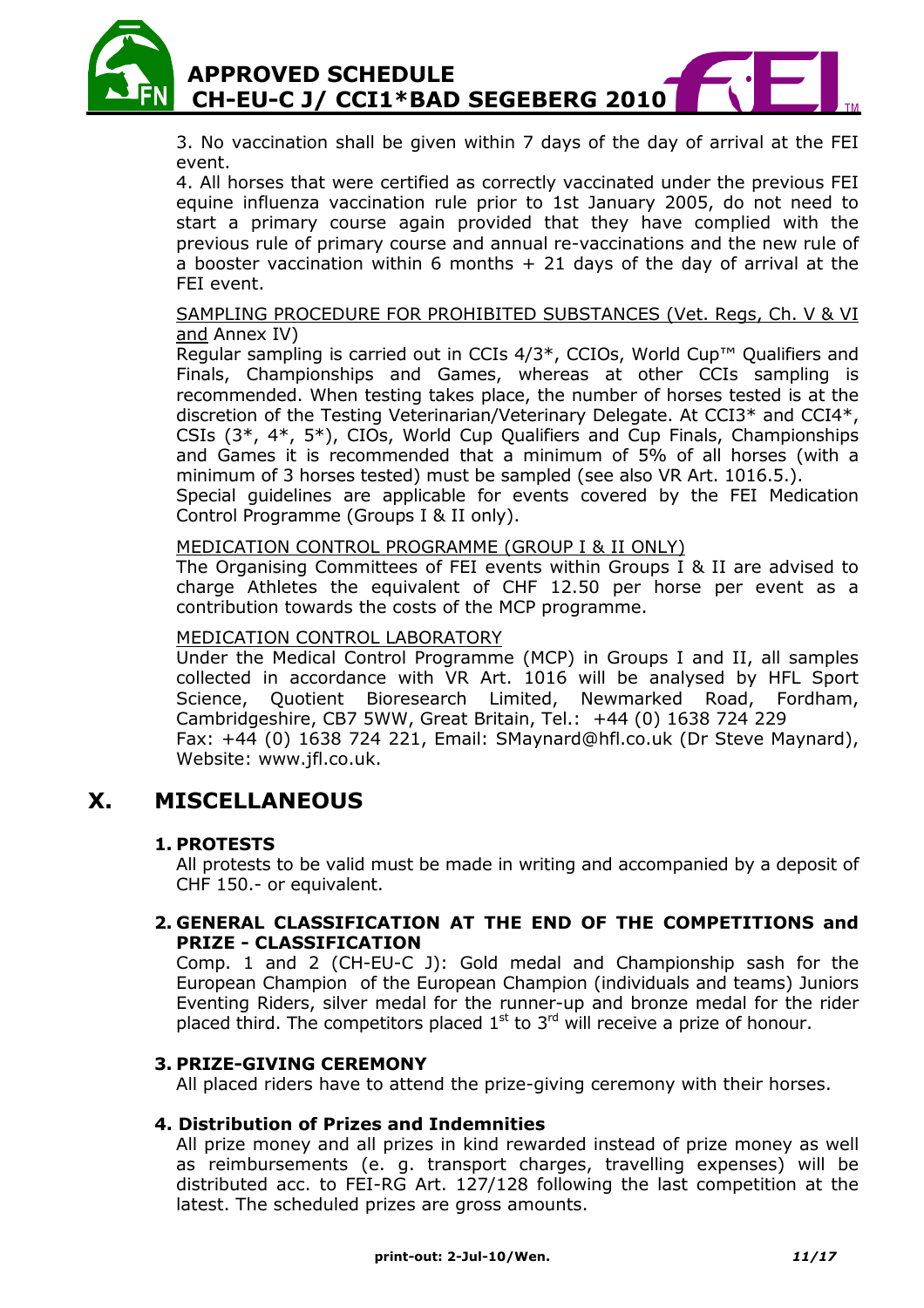3. No vaccination shall be given within 7 days of the day of arrival at the FEI event.

4. All horses that were certified as correctly vaccinated under the previous FEI equine influenza vaccination rule prior to 1st January 2005, do not need to start a primary course again provided that they have complied with the previous rule of primary course and annual re-vaccinations and the new rule of a booster vaccination within 6 months + 21 days of the day of arrival at the FEI event.

SAMPLING PROCEDURE FOR PROHIBITED SUBSTANCES (Vet. Regs, Ch. V & VI and Annex IV)

Regular sampling is carried out in CCIs 4/3*, CCIOs, World Cup™ Qualifiers and Finals, Championships and Games, whereas at other CCIs sampling is recommended. When testing takes place, the number of horses tested is at the discretion of the Testing Veterinarian/Veterinary Delegate. At CCI3* and CCI4*, CSIs (3*, 4*, 5*), CIOs, World Cup Qualifiers and Cup Finals, Championships and Games it is recommended that a minimum of 5% of all horses (with a minimum of 3 horses tested) must be sampled (see also VR Art. 1016.5.).

Special guidelines are applicable for events covered by the FEI Medication Control Programme (Groups I & II only).

MEDICATION CONTROL PROGRAMME (GROUP I & II ONLY)

The Organising Committees of FEI events within Groups I & II are advised to charge Athletes the equivalent of CHF 12.50 per horse per event as a contribution towards the costs of the MCP programme.

MEDICATION CONTROL LABORATORY

Under the Medical Control Programme (MCP) in Groups I and II, all samples collected in accordance with VR Art. 1016 will be analysed by HFL Sport Science, Quotient Bioresearch Limited, Newmarked Road, Fordham, Cambridgeshire, CB7 5WW, Great Britain, Tel.: +44 (0) 1638 724 229

Fax: +44 (0) 1638 724 221, Email: SMaynard@hfl.co.uk (Dr Steve Maynard), Website: www.jfl.co.uk.

# X. MISCELLANEOUS

## 1. PROTESTS

All protests to be valid must be made in writing and accompanied by a deposit of CHF 150.- or equivalent.

## 2. GENERAL CLASSIFICATION AT THE END OF THE COMPETITIONS and PRIZE - CLASSIFICATION

Comp. 1 and 2 (CH-EU-C J): Gold medal and Championship sash for the European Champion of the European Champion (individuals and teams) Juniors Eventing Riders, silver medal for the runner-up and bronze medal for the rider placed third. The competitors placed 1st to 3rd will receive a prize of honour.

## 3. PRIZE-GIVING CEREMONY

All placed riders have to attend the prize-giving ceremony with their horses.

## 4. Distribution of Prizes and Indemnities

All prize money and all prizes in kind rewarded instead of prize money as well as reimbursements (e. g. transport charges, travelling expenses) will be distributed acc. to FEI-RG Art. 127/128 following the last competition at the latest. The scheduled prizes are gross amounts.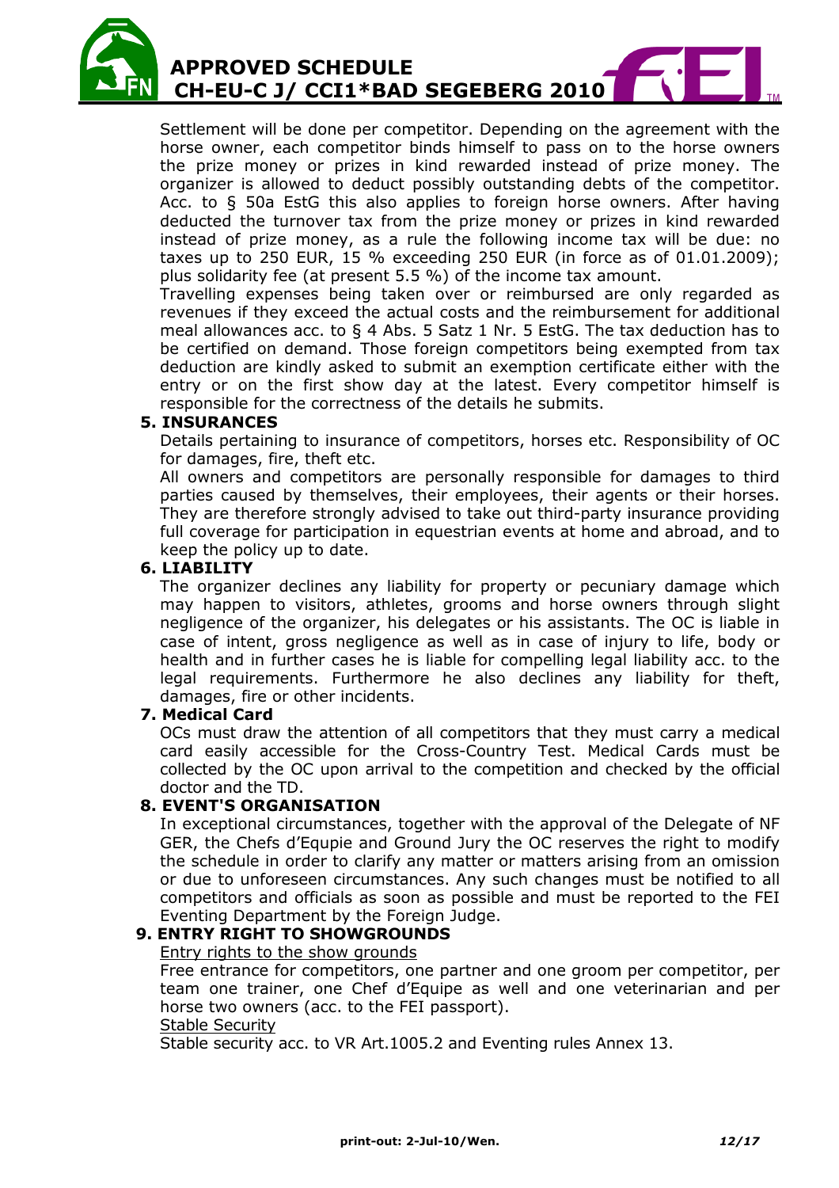Settlement will be done per competitor. Depending on the agreement with the horse owner, each competitor binds himself to pass on to the horse owners the prize money or prizes in kind rewarded instead of prize money. The organizer is allowed to deduct possibly outstanding debts of the competitor. Acc. to § 50a EstG this also applies to foreign horse owners. After having deducted the turnover tax from the prize money or prizes in kind rewarded instead of prize money, as a rule the following income tax will be due: no taxes up to 250 EUR, 15 % exceeding 250 EUR (in force as of 01.01.2009); plus solidarity fee (at present 5.5 %) of the income tax amount.

Travelling expenses being taken over or reimbursed are only regarded as revenues if they exceed the actual costs and the reimbursement for additional meal allowances acc. to § 4 Abs. 5 Satz 1 Nr. 5 EstG. The tax deduction has to be certified on demand. Those foreign competitors being exempted from tax deduction are kindly asked to submit an exemption certificate either with the entry or on the first show day at the latest. Every competitor himself is responsible for the correctness of the details he submits.

### 5. INSURANCES

Details pertaining to insurance of competitors, horses etc. Responsibility of OC for damages, fire, theft etc.

All owners and competitors are personally responsible for damages to third parties caused by themselves, their employees, their agents or their horses. They are therefore strongly advised to take out third-party insurance providing full coverage for participation in equestrian events at home and abroad, and to keep the policy up to date.

### 6. LIABILITY

The organizer declines any liability for property or pecuniary damage which may happen to visitors, athletes, grooms and horse owners through slight negligence of the organizer, his delegates or his assistants. The OC is liable in case of intent, gross negligence as well as in case of injury to life, body or health and in further cases he is liable for compelling legal liability acc. to the legal requirements. Furthermore he also declines any liability for theft, damages, fire or other incidents.

### 7. Medical Card

OCs must draw the attention of all competitors that they must carry a medical card easily accessible for the Cross-Country Test. Medical Cards must be collected by the OC upon arrival to the competition and checked by the official doctor and the TD.

### 8. EVENT'S ORGANISATION

In exceptional circumstances, together with the approval of the Delegate of NF GER, the Chefs d'Equpie and Ground Jury the OC reserves the right to modify the schedule in order to clarify any matter or matters arising from an omission or due to unforeseen circumstances. Any such changes must be notified to all competitors and officials as soon as possible and must be reported to the FEI Eventing Department by the Foreign Judge.

### 9. ENTRY RIGHT TO SHOWGROUNDS

Entry rights to the show grounds

Free entrance for competitors, one partner and one groom per competitor, per team one trainer, one Chef d'Equipe as well and one veterinarian and per horse two owners (acc. to the FEI passport).

Stable Security

Stable security acc. to VR Art.1005.2 and Eventing rules Annex 13.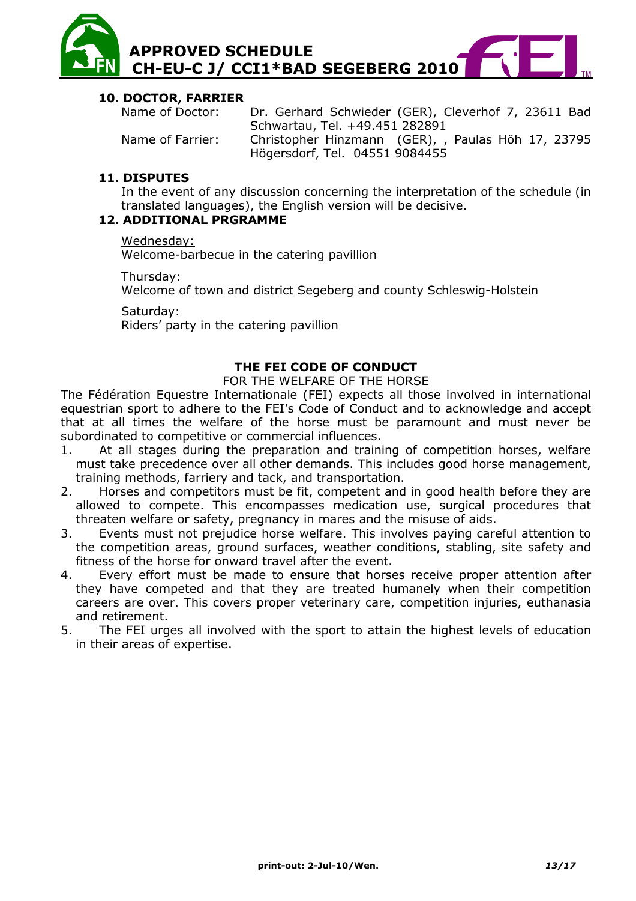## 10. DOCTOR, FARRIER

Name of Doctor: Dr. Gerhard Schwieder (GER), Cleverhof 7, 23611 Bad Schwartau, Tel. +49.451 282891

Name of Farrier: Christopher Hinzmann (GER), , Paulas Höh 17, 23795 Högersdorf, Tel. 04551 9084455

## 11. DISPUTES

In the event of any discussion concerning the interpretation of the schedule (in translated languages), the English version will be decisive.

## 12. ADDITIONAL PRGRAMME

Wednesday:
Welcome-barbecue in the catering pavillion

Thursday:
Welcome of town and district Segeberg and county Schleswig-Holstein

Saturday:
Riders' party in the catering pavillion

## THE FEI CODE OF CONDUCT

FOR THE WELFARE OF THE HORSE

The Fédération Equestre Internationale (FEI) expects all those involved in international equestrian sport to adhere to the FEI's Code of Conduct and to acknowledge and accept that at all times the welfare of the horse must be paramount and must never be subordinated to competitive or commercial influences.

1. At all stages during the preparation and training of competition horses, welfare must take precedence over all other demands. This includes good horse management, training methods, farriery and tack, and transportation.
2. Horses and competitors must be fit, competent and in good health before they are allowed to compete. This encompasses medication use, surgical procedures that threaten welfare or safety, pregnancy in mares and the misuse of aids.
3. Events must not prejudice horse welfare. This involves paying careful attention to the competition areas, ground surfaces, weather conditions, stabling, site safety and fitness of the horse for onward travel after the event.
4. Every effort must be made to ensure that horses receive proper attention after they have competed and that they are treated humanely when their competition careers are over. This covers proper veterinary care, competition injuries, euthanasia and retirement.
5. The FEI urges all involved with the sport to attain the highest levels of education in their areas of expertise.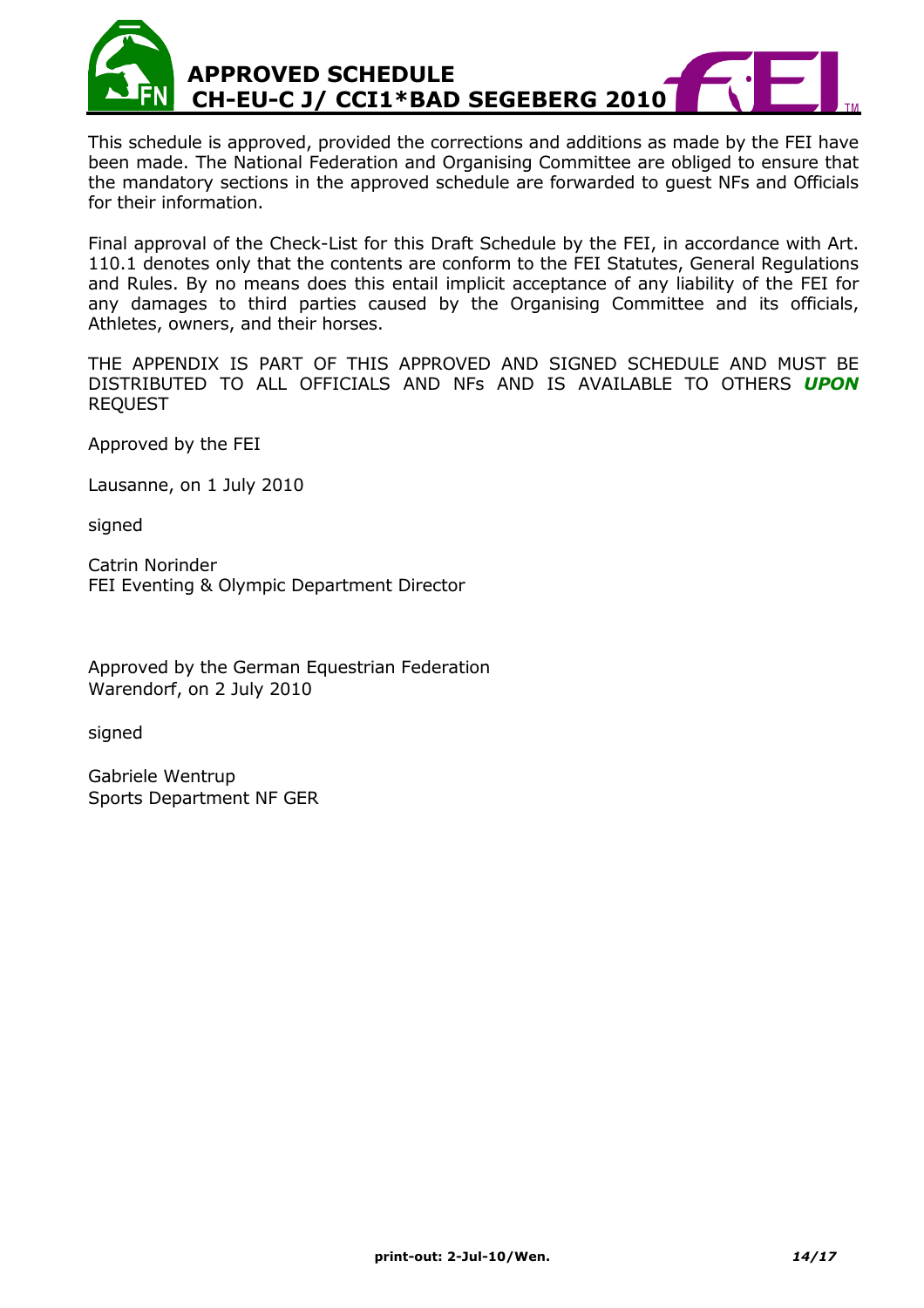# APPROVED SCHEDULE
# CH-EU-C J/ CCI1*BAD SEGEBERG 2010

This schedule is approved, provided the corrections and additions as made by the FEI have been made. The National Federation and Organising Committee are obliged to ensure that the mandatory sections in the approved schedule are forwarded to guest NFs and Officials for their information.

Final approval of the Check-List for this Draft Schedule by the FEI, in accordance with Art. 110.1 denotes only that the contents are conform to the FEI Statutes, General Regulations and Rules. By no means does this entail implicit acceptance of any liability of the FEI for any damages to third parties caused by the Organising Committee and its officials, Athletes, owners, and their horses.

THE APPENDIX IS PART OF THIS APPROVED AND SIGNED SCHEDULE AND MUST BE DISTRIBUTED TO ALL OFFICIALS AND NFs AND IS AVAILABLE TO OTHERS ***UPON*** REQUEST

Approved by the FEI

Lausanne, on 1 July 2010

signed

Catrin Norinder
FEI Eventing & Olympic Department Director

Approved by the German Equestrian Federation
Warendorf, on 2 July 2010

signed

Gabriele Wentrup
Sports Department NF GER

**print-out: 2-Jul-10/Wen.**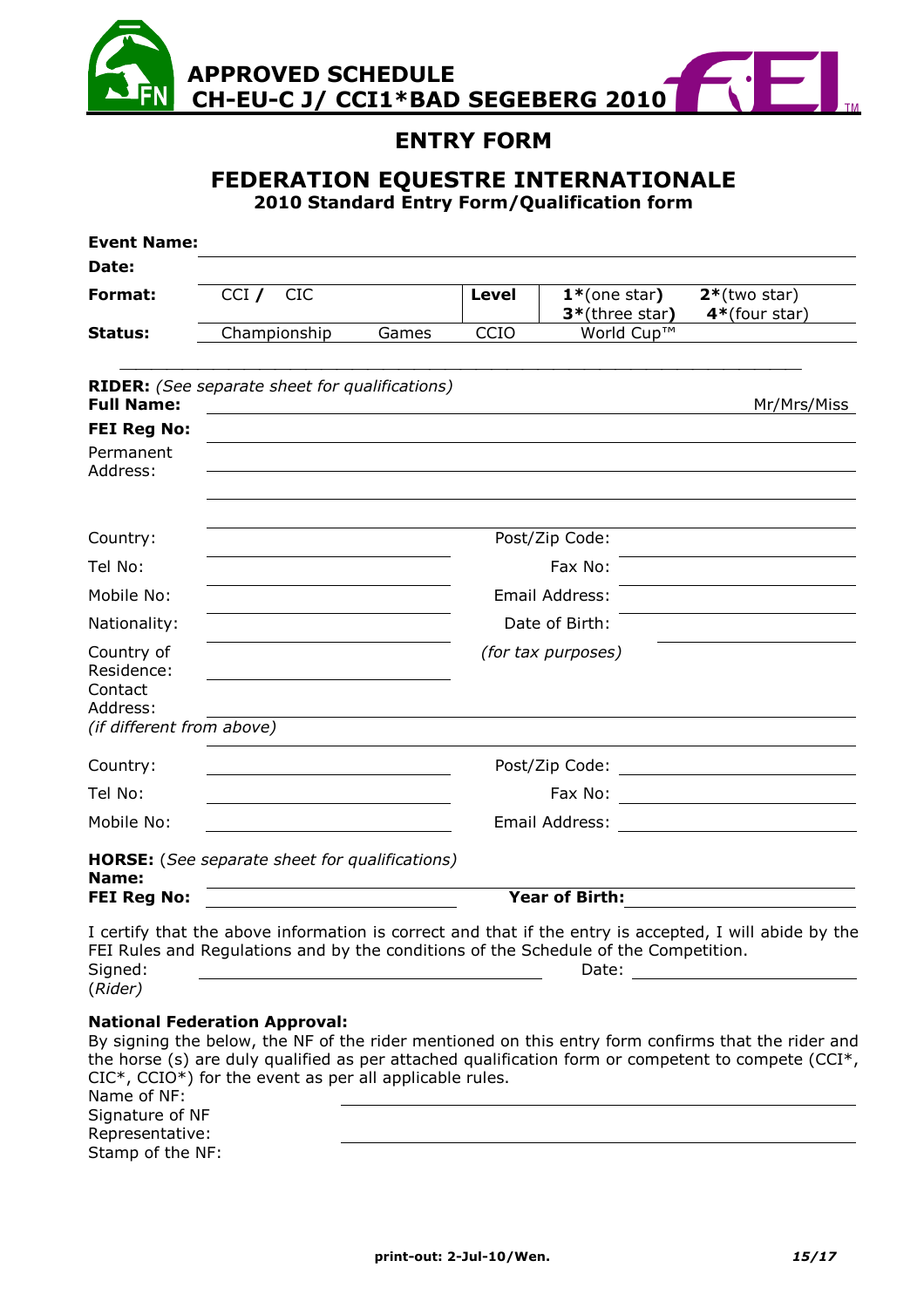# APPROVED SCHEDULE CH-EU-C J/ CCI1*BAD SEGEBERG 2010

## ENTRY FORM

## FEDERATION EQUESTRE INTERNATIONALE

**2010 Standard Entry Form/Qualification form**

**Event Name:** \_\_\_\_\_\_\_\_\_\_\_\_\_\_\_\_\_\_\_\_\_\_\_\_\_\_\_\_\_\_\_\_\_\_\_\_\_\_\_\_

**Date:** \_\_\_\_\_\_\_\_\_\_\_\_\_\_\_\_\_\_\_\_\_\_\_\_\_\_\_\_\_\_\_\_\_\_\_\_\_\_\_\_

| **Format:** | CCI **/** CIC | | **Level** | **1***(one star**)** **3***(three star**)** | **2***(two star) **4***(four star) |
|---|---|---|---|---|---|
| **Status:** | Championship | Games | CCIO | World Cup™ | |

**RIDER:** *(See separate sheet for qualifications)*

**Full Name:** \_\_\_\_\_\_\_\_\_\_\_\_\_\_\_\_\_\_\_\_\_\_\_\_\_\_\_\_\_\_ Mr/Mrs/Miss

**FEI Reg No:** \_\_\_\_\_\_\_\_\_\_\_\_\_\_\_\_\_\_\_\_\_\_\_\_\_\_\_\_\_\_

Permanent Address: \_\_\_\_\_\_\_\_\_\_\_\_\_\_\_\_\_\_\_\_\_\_\_\_\_\_\_\_\_\_

Country: \_\_\_\_\_\_\_\_\_\_\_\_\_\_\_ Post/Zip Code: \_\_\_\_\_\_\_\_\_\_\_\_\_\_\_

Tel No: \_\_\_\_\_\_\_\_\_\_\_\_\_\_\_ Fax No: \_\_\_\_\_\_\_\_\_\_\_\_\_\_\_

Mobile No: \_\_\_\_\_\_\_\_\_\_\_\_\_\_\_ Email Address: \_\_\_\_\_\_\_\_\_\_\_\_\_\_\_

Nationality: \_\_\_\_\_\_\_\_\_\_\_\_\_\_\_ Date of Birth: \_\_\_\_\_\_\_\_\_\_\_\_\_\_\_

Country of Residence: \_\_\_\_\_\_\_\_\_\_\_\_\_\_\_ *(for tax purposes)*

Contact Address: \_\_\_\_\_\_\_\_\_\_\_\_\_\_\_\_\_\_\_\_\_\_\_\_\_\_\_\_\_\_
*(if different from above)*

Country: \_\_\_\_\_\_\_\_\_\_\_\_\_\_\_ Post/Zip Code: \_\_\_\_\_\_\_\_\_\_\_\_\_\_\_

Tel No: \_\_\_\_\_\_\_\_\_\_\_\_\_\_\_ Fax No: \_\_\_\_\_\_\_\_\_\_\_\_\_\_\_

Mobile No: \_\_\_\_\_\_\_\_\_\_\_\_\_\_\_ Email Address: \_\_\_\_\_\_\_\_\_\_\_\_\_\_\_

**HORSE:** (*See separate sheet for qualifications)*

**Name:** \_\_\_\_\_\_\_\_\_\_\_\_\_\_\_\_\_\_\_\_\_\_\_\_\_\_\_\_\_\_

**FEI Reg No:** \_\_\_\_\_\_\_\_\_\_\_\_\_\_\_ **Year of Birth:** \_\_\_\_\_\_\_\_\_\_\_\_\_\_\_

I certify that the above information is correct and that if the entry is accepted, I will abide by the FEI Rules and Regulations and by the conditions of the Schedule of the Competition.

Signed: \_\_\_\_\_\_\_\_\_\_\_\_\_\_\_ Date: \_\_\_\_\_\_\_\_\_\_\_\_\_\_\_
(*Rider)*

**National Federation Approval:**

By signing the below, the NF of the rider mentioned on this entry form confirms that the rider and the horse (s) are duly qualified as per attached qualification form or competent to compete (CCI*, CIC*, CCIO*) for the event as per all applicable rules.

Name of NF: \_\_\_\_\_\_\_\_\_\_\_\_\_\_\_\_\_\_\_\_\_\_\_\_\_\_\_\_\_\_

Signature of NF Representative: \_\_\_\_\_\_\_\_\_\_\_\_\_\_\_\_\_\_\_\_\_\_\_\_\_\_\_\_\_\_

Stamp of the NF:

**print-out: 2-Jul-10/Wen.**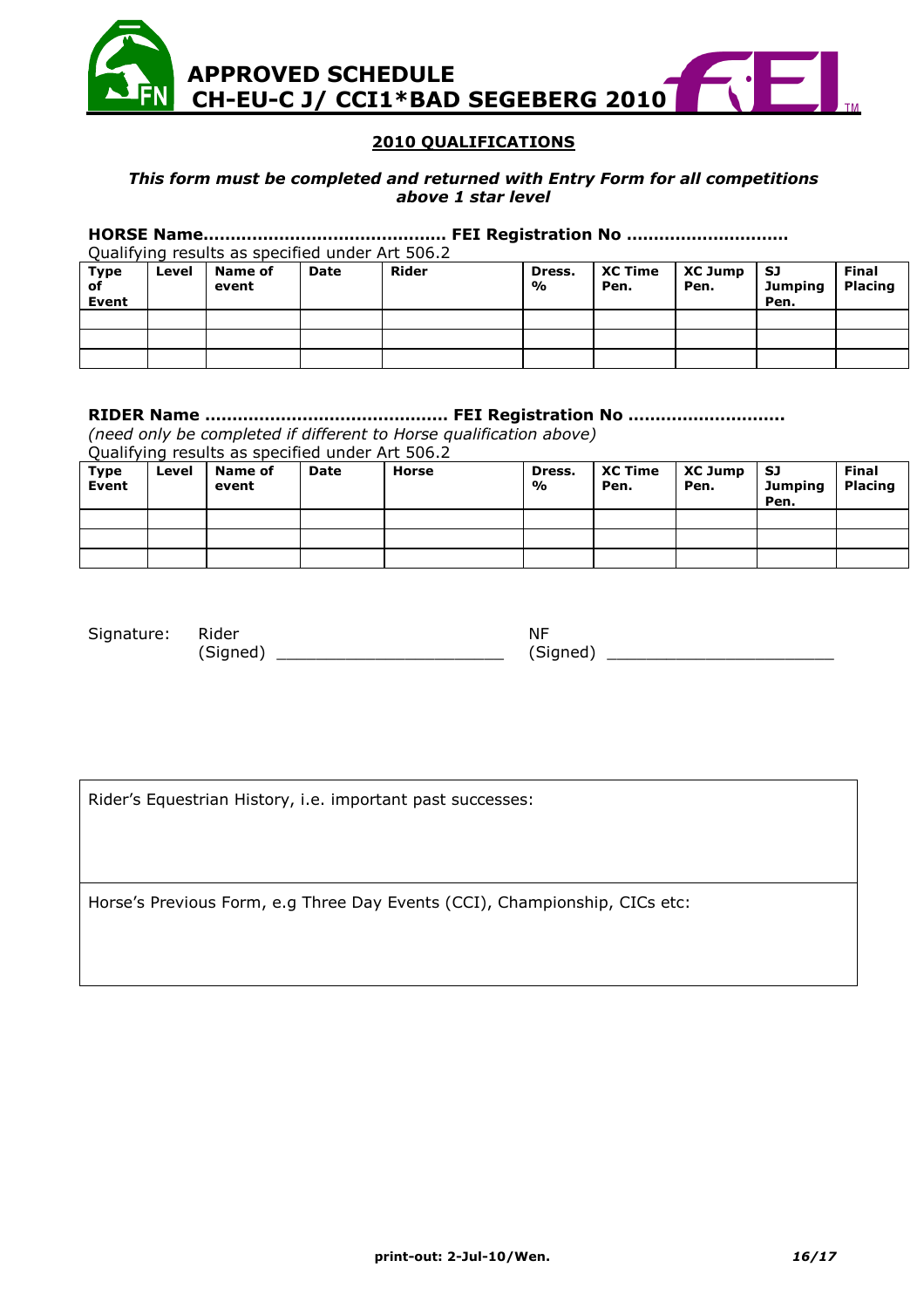# APPROVED SCHEDULE
# CH-EU-C J/ CCI1*BAD SEGEBERG 2010

## 2010 QUALIFICATIONS

***This form must be completed and returned with Entry Form for all competitions above 1 star level***

**HORSE Name........................................... FEI Registration No ............................**

Qualifying results as specified under Art 506.2

| Type of Event | Level | Name of event | Date | Rider | Dress. % | XC Time Pen. | XC Jump Pen. | SJ Jumping Pen. | Final Placing |
|---|---|---|---|---|---|---|---|---|---|
| | | | | | | | | | |
| | | | | | | | | | |
| | | | | | | | | | |

**RIDER Name ........................................... FEI Registration No ...........................**

*(need only be completed if different to Horse qualification above)*

Qualifying results as specified under Art 506.2

| Type Event | Level | Name of event | Date | Horse | Dress. % | XC Time Pen. | XC Jump Pen. | SJ Jumping Pen. | Final Placing |
|---|---|---|---|---|---|---|---|---|---|
| | | | | | | | | | |
| | | | | | | | | | |
| | | | | | | | | | |

Signature: Rider (Signed) _______________________ NF (Signed) _______________________

| Rider's Equestrian History, i.e. important past successes: |
|---|
| Horse's Previous Form, e.g Three Day Events (CCI), Championship, CICs etc: |

print-out: 2-Jul-10/Wen.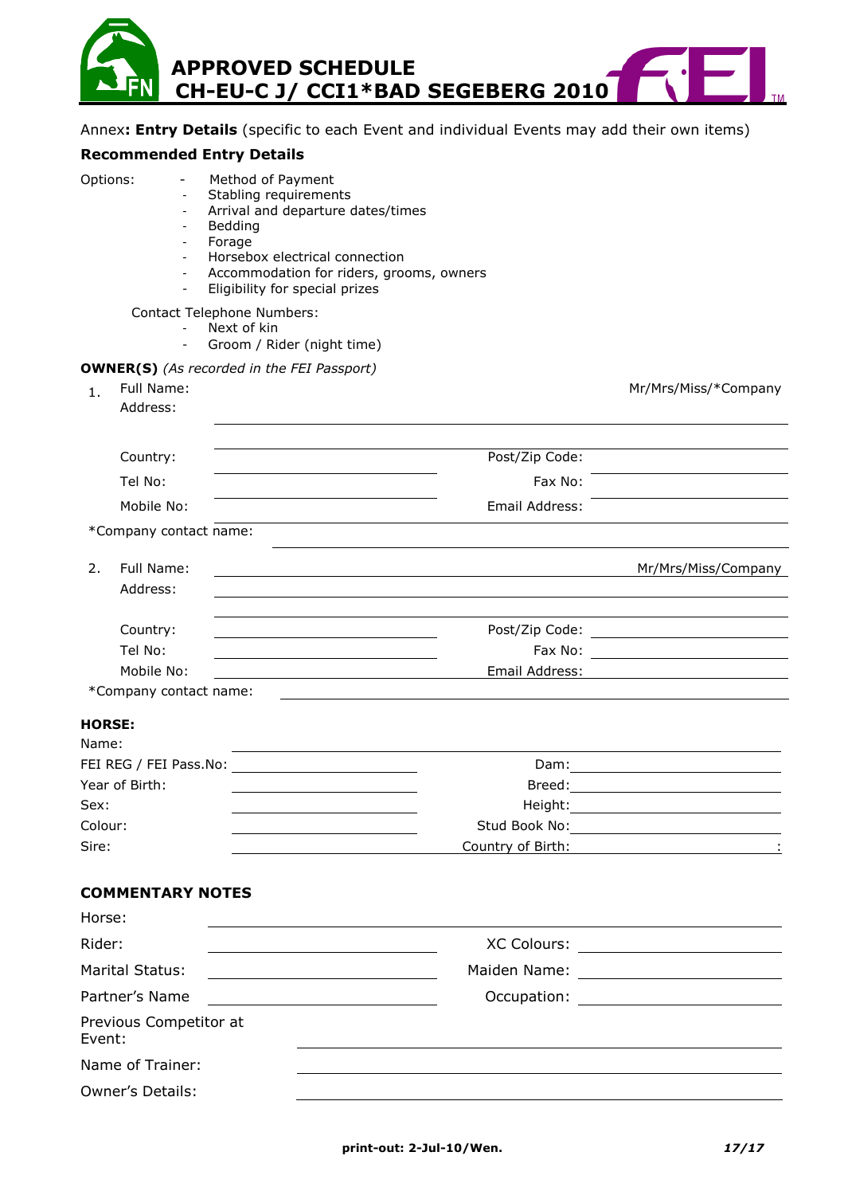Annex**: Entry Details** (specific to each Event and individual Events may add their own items)

**Recommended Entry Details**

Options:
- Method of Payment
- Stabling requirements
- Arrival and departure dates/times
- Bedding
- Forage
- Horsebox electrical connection
- Accommodation for riders, grooms, owners
- Eligibility for special prizes

Contact Telephone Numbers:
- Next of kin
- Groom / Rider (night time)

**OWNER(S)** *(As recorded in the FEI Passport)*

1. Full Name: Mr/Mrs/Miss/*Company
   Address:

   Country: Post/Zip Code:
   Tel No: Fax No:
   Mobile No: Email Address:

*Company contact name:

2. Full Name: Mr/Mrs/Miss/Company
   Address:

   Country: Post/Zip Code:
   Tel No: Fax No:
   Mobile No: Email Address:

*Company contact name:

**HORSE:**

Name:

FEI REG / FEI Pass.No: Dam:

Year of Birth: Breed:

Sex: Height:

Colour: Stud Book No:

Sire: Country of Birth:

**COMMENTARY NOTES**

Horse:

Rider: XC Colours:

Marital Status: Maiden Name:

Partner's Name Occupation:

Previous Competitor at Event:

Name of Trainer:

Owner's Details: